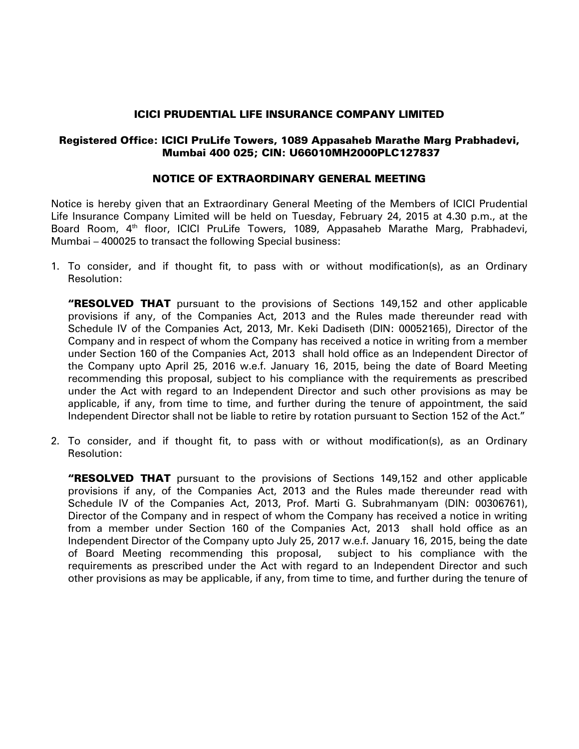# ICICI PRUDENTIAL LIFE INSURANCE COMPANY LIMITED

**Registered Office: ICICI PruLife Towers, 1089 Appasaheb Marathe Marg Prabhadevi, Mumbai 400 025; CIN: U66010MH2000PLC127837**

## NOTICE OF EXTRAORDINARY GENERAL MEETING

Notice is hereby given that an Extraordinary General Meeting of the Members of ICICI Prudential Life Insurance Company Limited will be held on Tuesday, February 24, 2015 at 4.30 p.m., at the Board Room, 4th floor, ICICI PruLife Towers, 1089, Appasaheb Marathe Marg, Prabhadevi, Mumbai – 400025 to transact the following Special business:

1. To consider, and if thought fit, to pass with or without modification(s), as an Ordinary Resolution:

   **"RESOLVED THAT** pursuant to the provisions of Sections 149,152 and other applicable provisions if any, of the Companies Act, 2013 and the Rules made thereunder read with Schedule IV of the Companies Act, 2013, Mr. Keki Dadiseth (DIN: 00052165), Director of the Company and in respect of whom the Company has received a notice in writing from a member under Section 160 of the Companies Act, 2013 shall hold office as an Independent Director of the Company upto April 25, 2016 w.e.f. January 16, 2015, being the date of Board Meeting recommending this proposal, subject to his compliance with the requirements as prescribed under the Act with regard to an Independent Director and such other provisions as may be applicable, if any, from time to time, and further during the tenure of appointment, the said Independent Director shall not be liable to retire by rotation pursuant to Section 152 of the Act."

2. To consider, and if thought fit, to pass with or without modification(s), as an Ordinary Resolution:

   **"RESOLVED THAT** pursuant to the provisions of Sections 149,152 and other applicable provisions if any, of the Companies Act, 2013 and the Rules made thereunder read with Schedule IV of the Companies Act, 2013, Prof. Marti G. Subrahmanyam (DIN: 00306761), Director of the Company and in respect of whom the Company has received a notice in writing from a member under Section 160 of the Companies Act, 2013 shall hold office as an Independent Director of the Company upto July 25, 2017 w.e.f. January 16, 2015, being the date of Board Meeting recommending this proposal, subject to his compliance with the requirements as prescribed under the Act with regard to an Independent Director and such other provisions as may be applicable, if any, from time to time, and further during the tenure of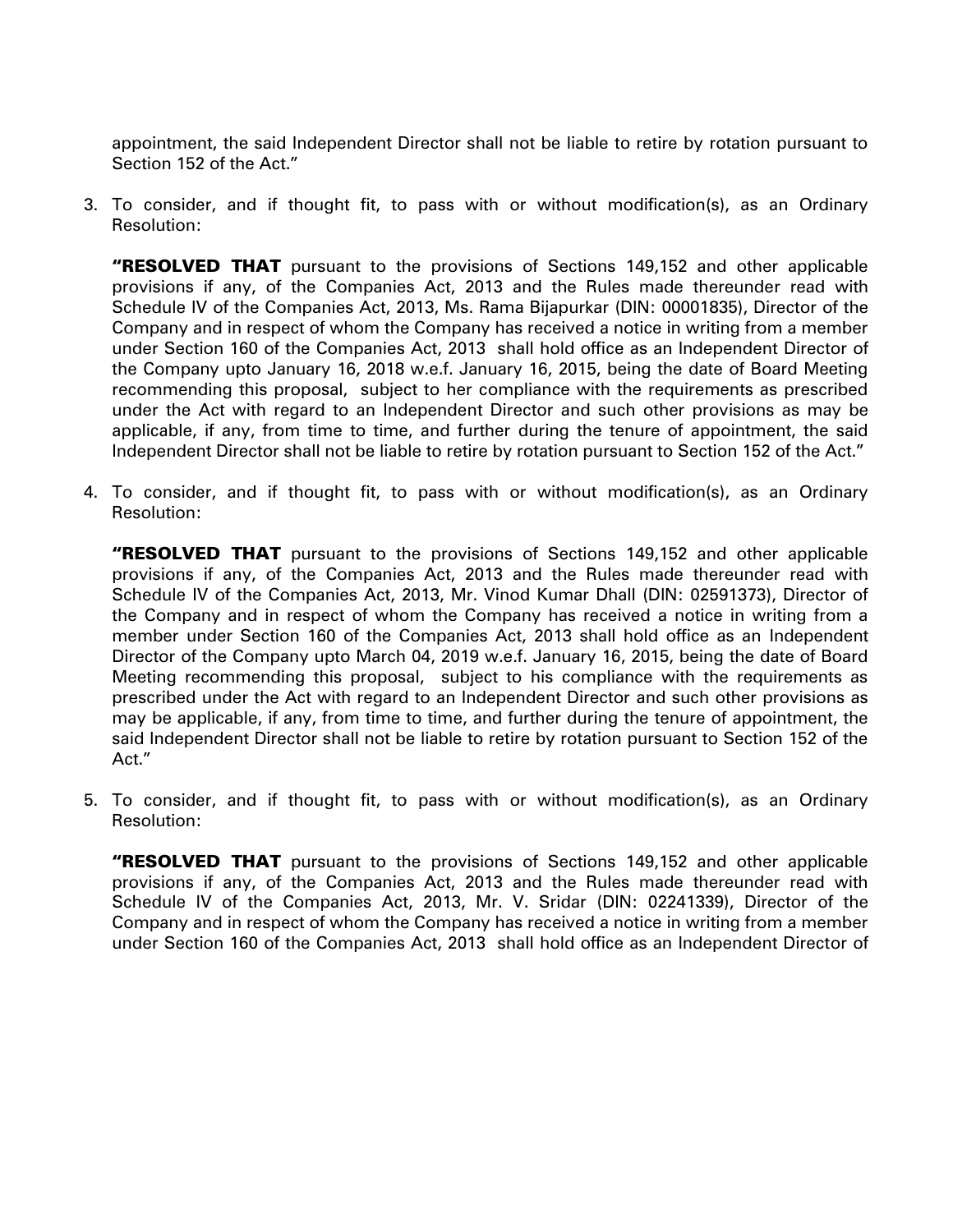appointment, the said Independent Director shall not be liable to retire by rotation pursuant to Section 152 of the Act."

3. To consider, and if thought fit, to pass with or without modification(s), as an Ordinary Resolution:

   **"RESOLVED THAT** pursuant to the provisions of Sections 149,152 and other applicable provisions if any, of the Companies Act, 2013 and the Rules made thereunder read with Schedule IV of the Companies Act, 2013, Ms. Rama Bijapurkar (DIN: 00001835), Director of the Company and in respect of whom the Company has received a notice in writing from a member under Section 160 of the Companies Act, 2013 shall hold office as an Independent Director of the Company upto January 16, 2018 w.e.f. January 16, 2015, being the date of Board Meeting recommending this proposal, subject to her compliance with the requirements as prescribed under the Act with regard to an Independent Director and such other provisions as may be applicable, if any, from time to time, and further during the tenure of appointment, the said Independent Director shall not be liable to retire by rotation pursuant to Section 152 of the Act."

4. To consider, and if thought fit, to pass with or without modification(s), as an Ordinary Resolution:

   **"RESOLVED THAT** pursuant to the provisions of Sections 149,152 and other applicable provisions if any, of the Companies Act, 2013 and the Rules made thereunder read with Schedule IV of the Companies Act, 2013, Mr. Vinod Kumar Dhall (DIN: 02591373), Director of the Company and in respect of whom the Company has received a notice in writing from a member under Section 160 of the Companies Act, 2013 shall hold office as an Independent Director of the Company upto March 04, 2019 w.e.f. January 16, 2015, being the date of Board Meeting recommending this proposal, subject to his compliance with the requirements as prescribed under the Act with regard to an Independent Director and such other provisions as may be applicable, if any, from time to time, and further during the tenure of appointment, the said Independent Director shall not be liable to retire by rotation pursuant to Section 152 of the Act."

5. To consider, and if thought fit, to pass with or without modification(s), as an Ordinary Resolution:

   **"RESOLVED THAT** pursuant to the provisions of Sections 149,152 and other applicable provisions if any, of the Companies Act, 2013 and the Rules made thereunder read with Schedule IV of the Companies Act, 2013, Mr. V. Sridar (DIN: 02241339), Director of the Company and in respect of whom the Company has received a notice in writing from a member under Section 160 of the Companies Act, 2013 shall hold office as an Independent Director of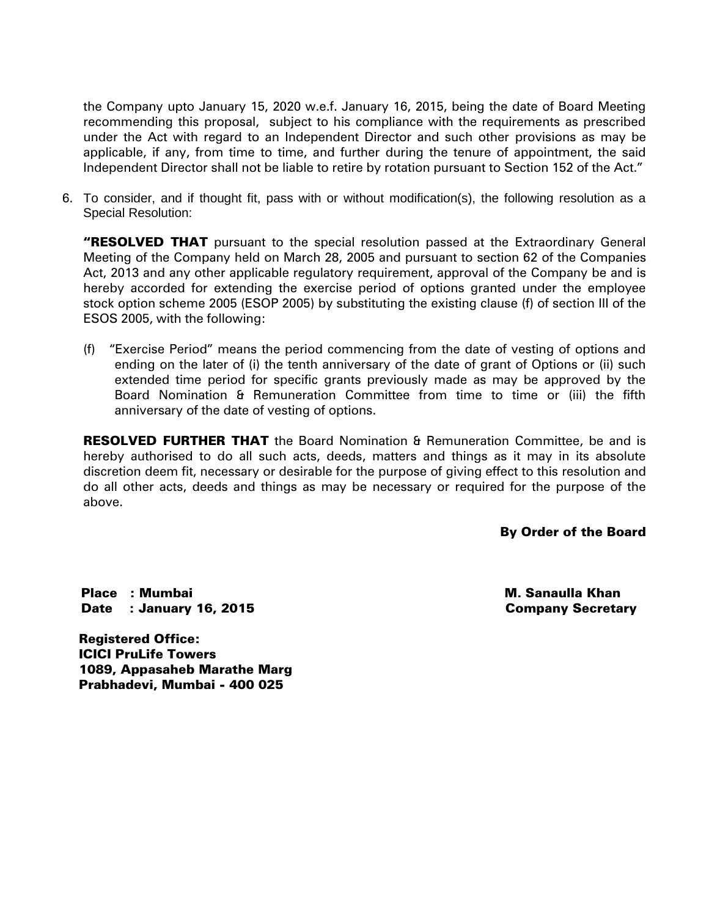the Company upto January 15, 2020 w.e.f. January 16, 2015, being the date of Board Meeting recommending this proposal, subject to his compliance with the requirements as prescribed under the Act with regard to an Independent Director and such other provisions as may be applicable, if any, from time to time, and further during the tenure of appointment, the said Independent Director shall not be liable to retire by rotation pursuant to Section 152 of the Act."

6. To consider, and if thought fit, pass with or without modification(s), the following resolution as a Special Resolution:

   **"RESOLVED THAT** pursuant to the special resolution passed at the Extraordinary General Meeting of the Company held on March 28, 2005 and pursuant to section 62 of the Companies Act, 2013 and any other applicable regulatory requirement, approval of the Company be and is hereby accorded for extending the exercise period of options granted under the employee stock option scheme 2005 (ESOP 2005) by substituting the existing clause (f) of section III of the ESOS 2005, with the following:

   (f) "Exercise Period" means the period commencing from the date of vesting of options and ending on the later of (i) the tenth anniversary of the date of grant of Options or (ii) such extended time period for specific grants previously made as may be approved by the Board Nomination & Remuneration Committee from time to time or (iii) the fifth anniversary of the date of vesting of options.

   **RESOLVED FURTHER THAT** the Board Nomination & Remuneration Committee, be and is hereby authorised to do all such acts, deeds, matters and things as it may in its absolute discretion deem fit, necessary or desirable for the purpose of giving effect to this resolution and do all other acts, deeds and things as may be necessary or required for the purpose of the above.

**By Order of the Board**

**Place : Mumbai**
**Date : January 16, 2015**

**M. Sanaulla Khan**
**Company Secretary**

**Registered Office:**
**ICICI PruLife Towers**
**1089, Appasaheb Marathe Marg**
**Prabhadevi, Mumbai - 400 025**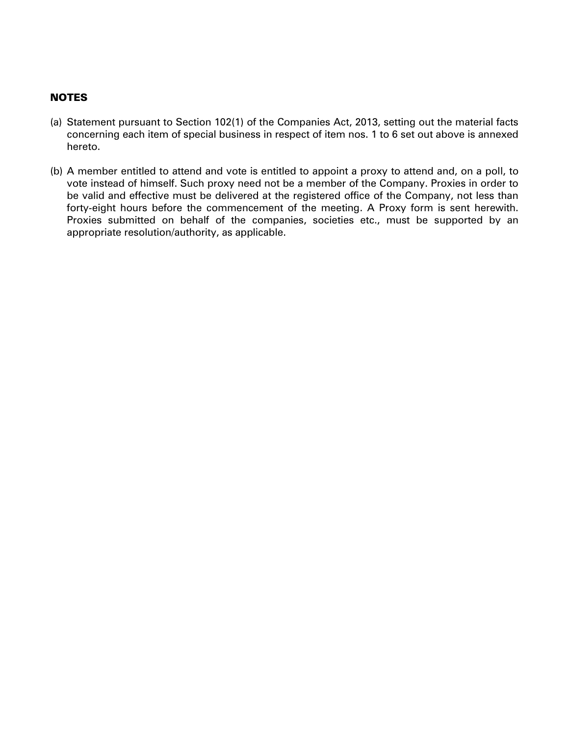**NOTES**

(a) Statement pursuant to Section 102(1) of the Companies Act, 2013, setting out the material facts concerning each item of special business in respect of item nos. 1 to 6 set out above is annexed hereto.

(b) A member entitled to attend and vote is entitled to appoint a proxy to attend and, on a poll, to vote instead of himself. Such proxy need not be a member of the Company. Proxies in order to be valid and effective must be delivered at the registered office of the Company, not less than forty-eight hours before the commencement of the meeting. A Proxy form is sent herewith. Proxies submitted on behalf of the companies, societies etc., must be supported by an appropriate resolution/authority, as applicable.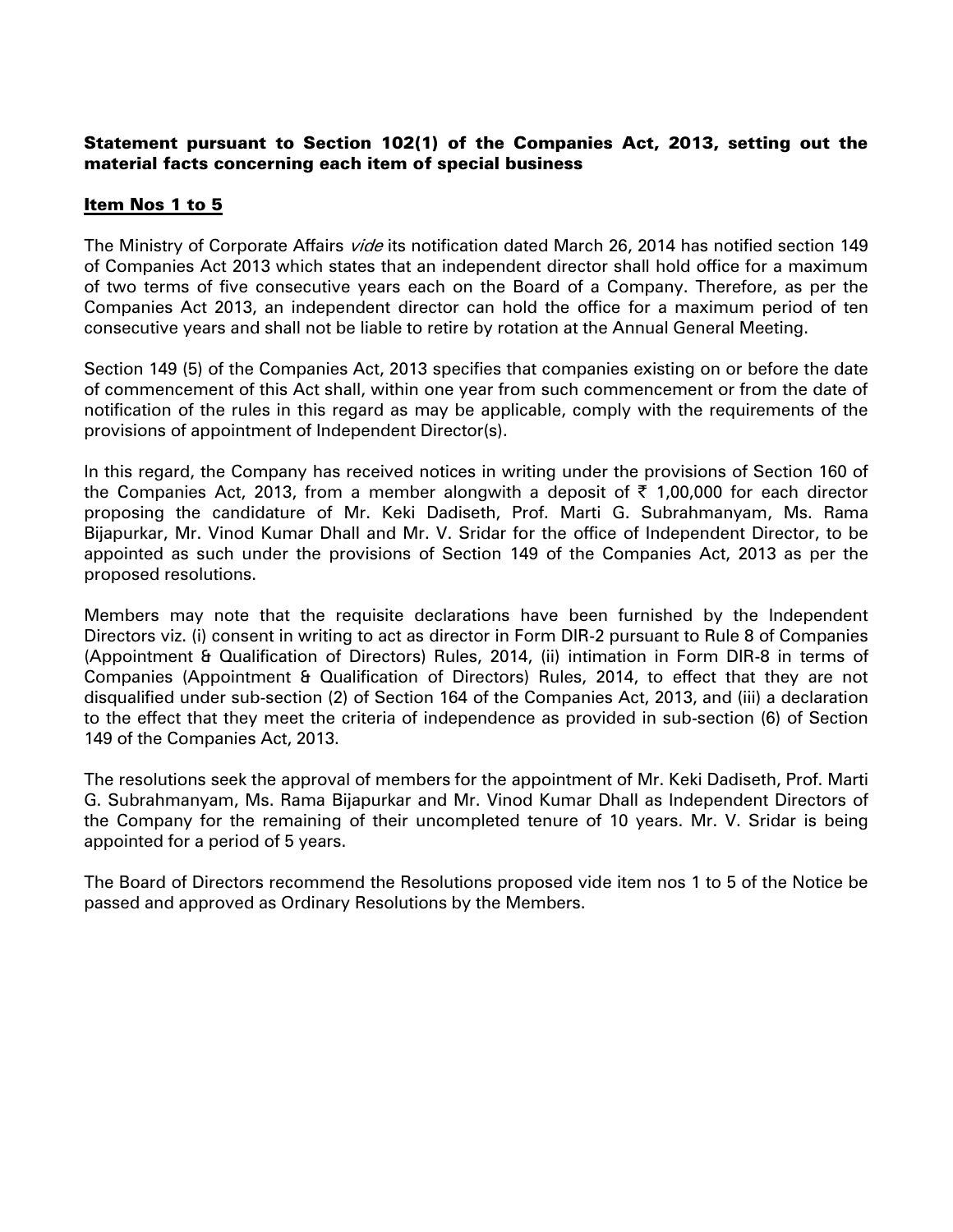**Statement pursuant to Section 102(1) of the Companies Act, 2013, setting out the material facts concerning each item of special business**

**<u>Item Nos 1 to 5</u>**

The Ministry of Corporate Affairs *vide* its notification dated March 26, 2014 has notified section 149 of Companies Act 2013 which states that an independent director shall hold office for a maximum of two terms of five consecutive years each on the Board of a Company. Therefore, as per the Companies Act 2013, an independent director can hold the office for a maximum period of ten consecutive years and shall not be liable to retire by rotation at the Annual General Meeting.

Section 149 (5) of the Companies Act, 2013 specifies that companies existing on or before the date of commencement of this Act shall, within one year from such commencement or from the date of notification of the rules in this regard as may be applicable, comply with the requirements of the provisions of appointment of Independent Director(s).

In this regard, the Company has received notices in writing under the provisions of Section 160 of the Companies Act, 2013, from a member alongwith a deposit of ₹ 1,00,000 for each director proposing the candidature of Mr. Keki Dadiseth, Prof. Marti G. Subrahmanyam, Ms. Rama Bijapurkar, Mr. Vinod Kumar Dhall and Mr. V. Sridar for the office of Independent Director, to be appointed as such under the provisions of Section 149 of the Companies Act, 2013 as per the proposed resolutions.

Members may note that the requisite declarations have been furnished by the Independent Directors viz. (i) consent in writing to act as director in Form DIR-2 pursuant to Rule 8 of Companies (Appointment & Qualification of Directors) Rules, 2014, (ii) intimation in Form DIR-8 in terms of Companies (Appointment & Qualification of Directors) Rules, 2014, to effect that they are not disqualified under sub-section (2) of Section 164 of the Companies Act, 2013, and (iii) a declaration to the effect that they meet the criteria of independence as provided in sub-section (6) of Section 149 of the Companies Act, 2013.

The resolutions seek the approval of members for the appointment of Mr. Keki Dadiseth, Prof. Marti G. Subrahmanyam, Ms. Rama Bijapurkar and Mr. Vinod Kumar Dhall as Independent Directors of the Company for the remaining of their uncompleted tenure of 10 years. Mr. V. Sridar is being appointed for a period of 5 years.

The Board of Directors recommend the Resolutions proposed vide item nos 1 to 5 of the Notice be passed and approved as Ordinary Resolutions by the Members.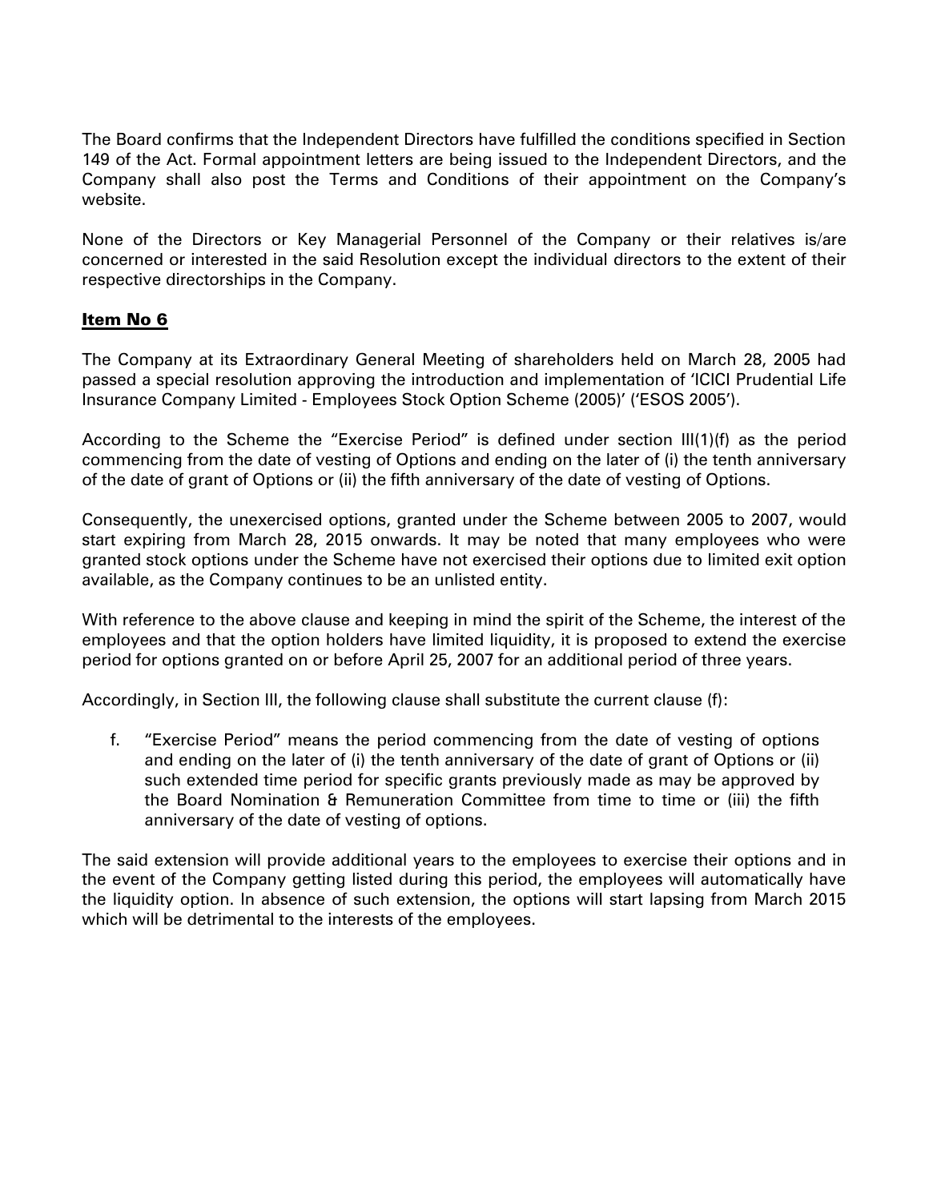The Board confirms that the Independent Directors have fulfilled the conditions specified in Section 149 of the Act. Formal appointment letters are being issued to the Independent Directors, and the Company shall also post the Terms and Conditions of their appointment on the Company's website.

None of the Directors or Key Managerial Personnel of the Company or their relatives is/are concerned or interested in the said Resolution except the individual directors to the extent of their respective directorships in the Company.

**Item No 6**

The Company at its Extraordinary General Meeting of shareholders held on March 28, 2005 had passed a special resolution approving the introduction and implementation of 'ICICI Prudential Life Insurance Company Limited - Employees Stock Option Scheme (2005)' ('ESOS 2005').

According to the Scheme the "Exercise Period" is defined under section III(1)(f) as the period commencing from the date of vesting of Options and ending on the later of (i) the tenth anniversary of the date of grant of Options or (ii) the fifth anniversary of the date of vesting of Options.

Consequently, the unexercised options, granted under the Scheme between 2005 to 2007, would start expiring from March 28, 2015 onwards. It may be noted that many employees who were granted stock options under the Scheme have not exercised their options due to limited exit option available, as the Company continues to be an unlisted entity.

With reference to the above clause and keeping in mind the spirit of the Scheme, the interest of the employees and that the option holders have limited liquidity, it is proposed to extend the exercise period for options granted on or before April 25, 2007 for an additional period of three years.

Accordingly, in Section III, the following clause shall substitute the current clause (f):

f. "Exercise Period" means the period commencing from the date of vesting of options and ending on the later of (i) the tenth anniversary of the date of grant of Options or (ii) such extended time period for specific grants previously made as may be approved by the Board Nomination & Remuneration Committee from time to time or (iii) the fifth anniversary of the date of vesting of options.

The said extension will provide additional years to the employees to exercise their options and in the event of the Company getting listed during this period, the employees will automatically have the liquidity option. In absence of such extension, the options will start lapsing from March 2015 which will be detrimental to the interests of the employees.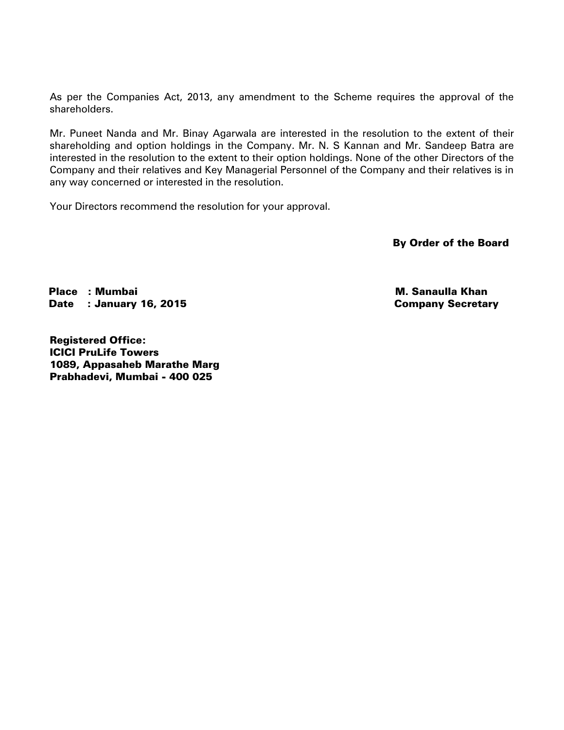As per the Companies Act, 2013, any amendment to the Scheme requires the approval of the shareholders.

Mr. Puneet Nanda and Mr. Binay Agarwala are interested in the resolution to the extent of their shareholding and option holdings in the Company. Mr. N. S Kannan and Mr. Sandeep Batra are interested in the resolution to the extent to their option holdings. None of the other Directors of the Company and their relatives and Key Managerial Personnel of the Company and their relatives is in any way concerned or interested in the resolution.

Your Directors recommend the resolution for your approval.

**By Order of the Board**

**Place : Mumbai**
**Date : January 16, 2015**

**M. Sanaulla Khan**
**Company Secretary**

**Registered Office:**
**ICICI PruLife Towers**
**1089, Appasaheb Marathe Marg**
**Prabhadevi, Mumbai - 400 025**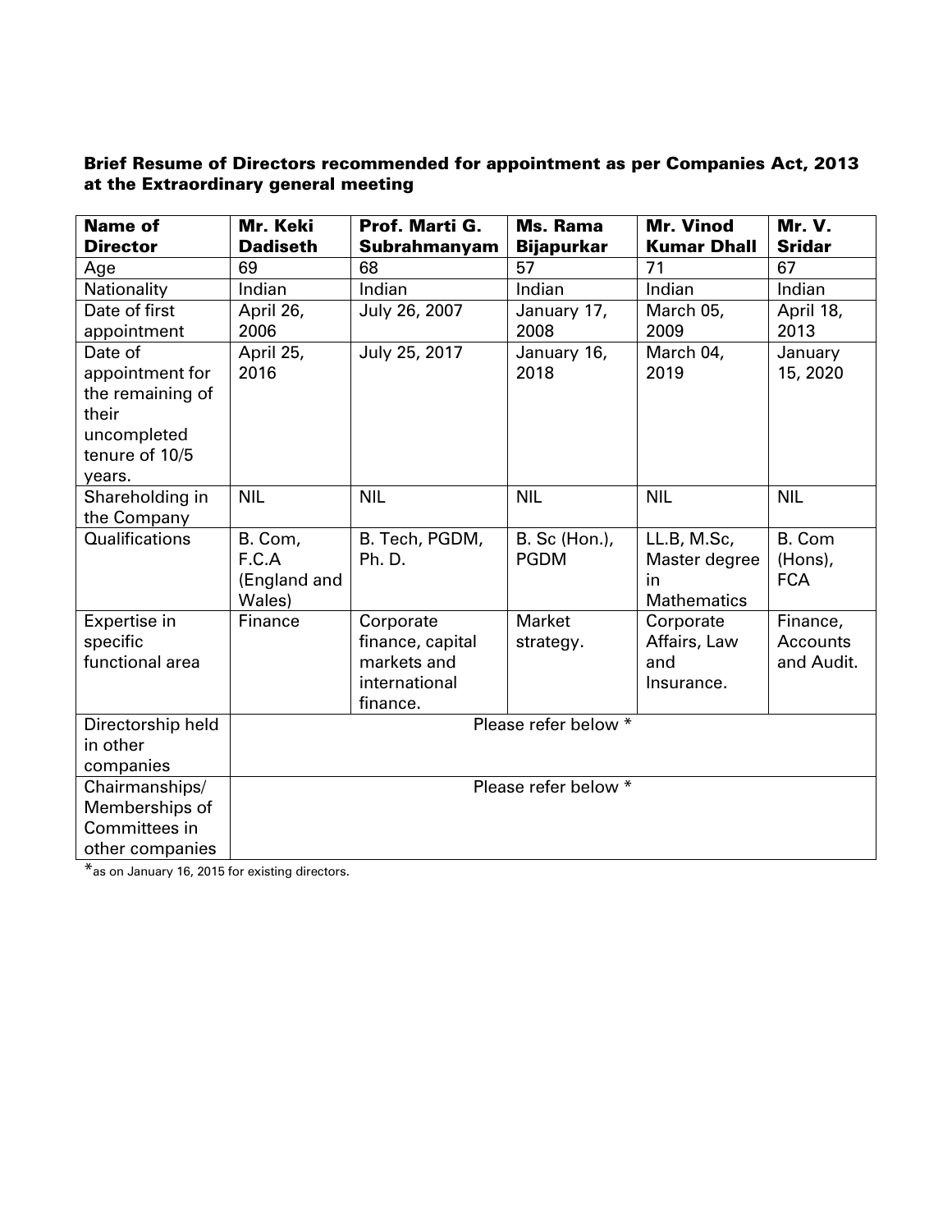**Brief Resume of Directors recommended for appointment as per Companies Act, 2013 at the Extraordinary general meeting**

| Name of Director | Mr. Keki Dadiseth | Prof. Marti G. Subrahmanyam | Ms. Rama Bijapurkar | Mr. Vinod Kumar Dhall | Mr. V. Sridar |
|---|---|---|---|---|---|
| Age | 69 | 68 | 57 | 71 | 67 |
| Nationality | Indian | Indian | Indian | Indian | Indian |
| Date of first appointment | April 26, 2006 | July 26, 2007 | January 17, 2008 | March 05, 2009 | April 18, 2013 |
| Date of appointment for the remaining of their uncompleted tenure of 10/5 years. | April 25, 2016 | July 25, 2017 | January 16, 2018 | March 04, 2019 | January 15, 2020 |
| Shareholding in the Company | NIL | NIL | NIL | NIL | NIL |
| Qualifications | B. Com, F.C.A (England and Wales) | B. Tech, PGDM, Ph. D. | B. Sc (Hon.), PGDM | LL.B, M.Sc, Master degree in Mathematics | B. Com (Hons), FCA |
| Expertise in specific functional area | Finance | Corporate finance, capital markets and international finance. | Market strategy. | Corporate Affairs, Law and Insurance. | Finance, Accounts and Audit. |
| Directorship held in other companies | Please refer below * | | | | |
| Chairmanships/ Memberships of Committees in other companies | Please refer below * | | | | |

*as on January 16, 2015 for existing directors.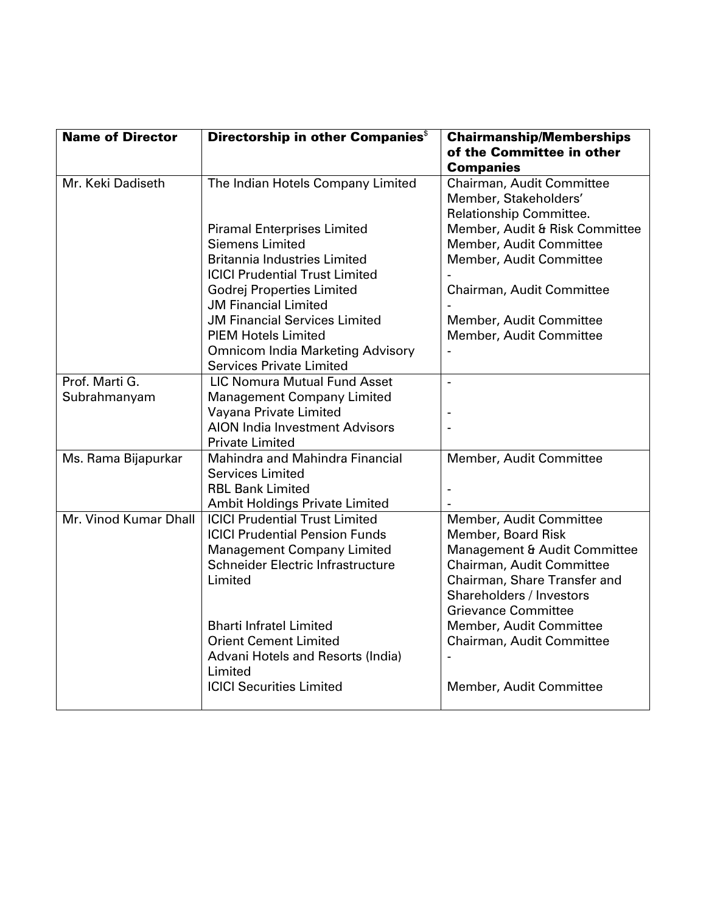| Name of Director | Directorship in other Companies[$] | Chairmanship/Memberships of the Committee in other Companies |
|---|---|---|
| Mr. Keki Dadiseth | The Indian Hotels Company Limited | Chairman, Audit Committee<br>Member, Stakeholders' Relationship Committee. |
| | Piramal Enterprises Limited | Member, Audit & Risk Committee |
| | Siemens Limited | Member, Audit Committee |
| | Britannia Industries Limited | Member, Audit Committee |
| | ICICI Prudential Trust Limited | - |
| | Godrej Properties Limited | Chairman, Audit Committee |
| | JM Financial Limited | - |
| | JM Financial Services Limited | Member, Audit Committee |
| | PIEM Hotels Limited | Member, Audit Committee |
| | Omnicom India Marketing Advisory Services Private Limited | - |
| Prof. Marti G. Subrahmanyam | LIC Nomura Mutual Fund Asset Management Company Limited | - |
| | Vayana Private Limited | - |
| | AION India Investment Advisors Private Limited | - |
| Ms. Rama Bijapurkar | Mahindra and Mahindra Financial Services Limited | Member, Audit Committee |
| | RBL Bank Limited | - |
| | Ambit Holdings Private Limited | - |
| Mr. Vinod Kumar Dhall | ICICI Prudential Trust Limited | Member, Audit Committee |
| | ICICI Prudential Pension Funds Management Company Limited | Member, Board Risk Management & Audit Committee |
| | Schneider Electric Infrastructure Limited | Chairman, Audit Committee<br>Chairman, Share Transfer and Shareholders / Investors Grievance Committee |
| | Bharti Infratel Limited | Member, Audit Committee |
| | Orient Cement Limited | Chairman, Audit Committee |
| | Advani Hotels and Resorts (India) Limited | - |
| | ICICI Securities Limited | Member, Audit Committee |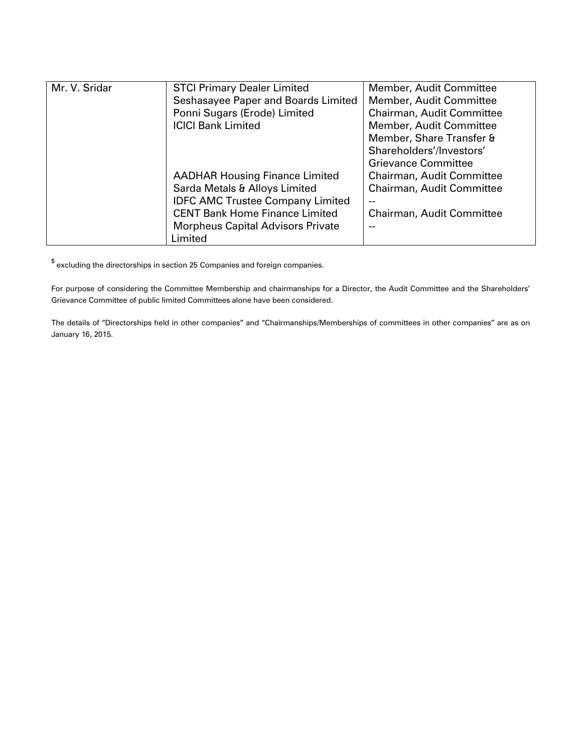| Mr. V. Sridar | STCI Primary Dealer Limited | Member, Audit Committee |
|---|---|---|
| | Seshasayee Paper and Boards Limited | Member, Audit Committee |
| | Ponni Sugars (Erode) Limited | Chairman, Audit Committee |
| | ICICI Bank Limited | Member, Audit Committee<br>Member, Share Transfer & Shareholders'/Investors' Grievance Committee |
| | AADHAR Housing Finance Limited | Chairman, Audit Committee |
| | Sarda Metals & Alloys Limited | Chairman, Audit Committee |
| | IDFC AMC Trustee Company Limited | -- |
| | CENT Bank Home Finance Limited | Chairman, Audit Committee |
| | Morpheus Capital Advisors Private Limited | -- |

$ excluding the directorships in section 25 Companies and foreign companies.

For purpose of considering the Committee Membership and chairmanships for a Director, the Audit Committee and the Shareholders' Grievance Committee of public limited Committees alone have been considered.

The details of "Directorships held in other companies" and "Chairmanships/Memberships of committees in other companies" are as on January 16, 2015.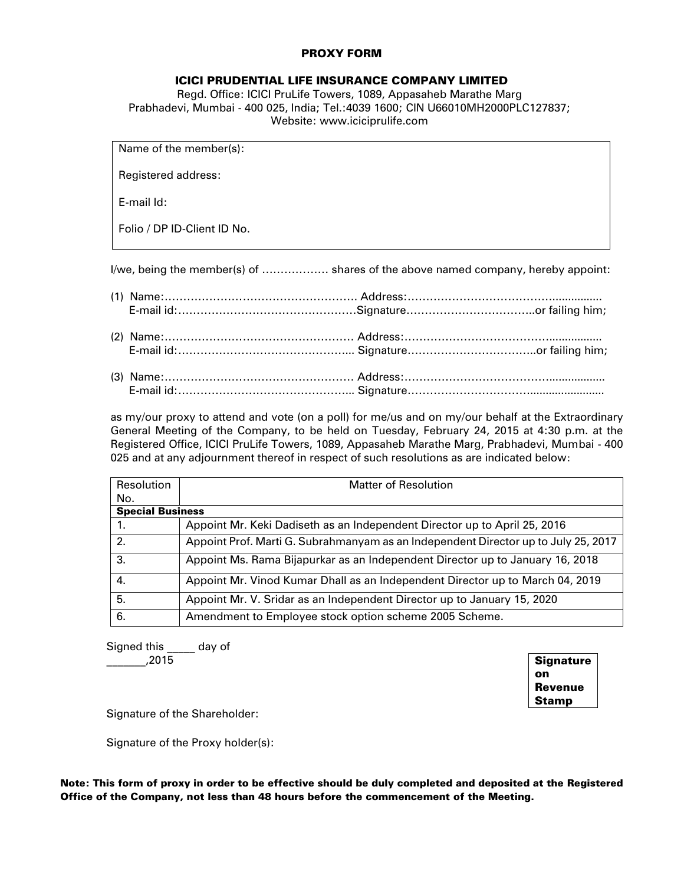# PROXY FORM

## ICICI PRUDENTIAL LIFE INSURANCE COMPANY LIMITED

Regd. Office: ICICI PruLife Towers, 1089, Appasaheb Marathe Marg
Prabhadevi, Mumbai - 400 025, India; Tel.:4039 1600; CIN U66010MH2000PLC127837;
Website: www.iciciprulife.com

| |
|---|
| Name of the member(s): |
| Registered address: |
| E-mail Id: |
| Folio / DP ID-Client ID No. |

I/we, being the member(s) of ……………… shares of the above named company, hereby appoint:

(1) Name:……………………………………………… Address:………………………………….................
E-mail id:…………………………………………Signature……………………………..or failing him;

(2) Name:……………………………………………… Address:………………………………….................
E-mail id:………………………………………... Signature……………………………..or failing him;

(3) Name:……………………………………………… Address:………………………………….................
E-mail id:………………………………………... Signature……………………………........................

as my/our proxy to attend and vote (on a poll) for me/us and on my/our behalf at the Extraordinary General Meeting of the Company, to be held on Tuesday, February 24, 2015 at 4:30 p.m. at the Registered Office, ICICI PruLife Towers, 1089, Appasaheb Marathe Marg, Prabhadevi, Mumbai - 400 025 and at any adjournment thereof in respect of such resolutions as are indicated below:

| Resolution No. | Matter of Resolution |
|---|---|
| **Special Business** | |
| 1. | Appoint Mr. Keki Dadiseth as an Independent Director up to April 25, 2016 |
| 2. | Appoint Prof. Marti G. Subrahmanyam as an Independent Director up to July 25, 2017 |
| 3. | Appoint Ms. Rama Bijapurkar as an Independent Director up to January 16, 2018 |
| 4. | Appoint Mr. Vinod Kumar Dhall as an Independent Director up to March 04, 2019 |
| 5. | Appoint Mr. V. Sridar as an Independent Director up to January 15, 2020 |
| 6. | Amendment to Employee stock option scheme 2005 Scheme. |

Signed this _____ day of _______,2015

**Signature on Revenue Stamp**

Signature of the Shareholder:

Signature of the Proxy holder(s):

**Note: This form of proxy in order to be effective should be duly completed and deposited at the Registered Office of the Company, not less than 48 hours before the commencement of the Meeting.**